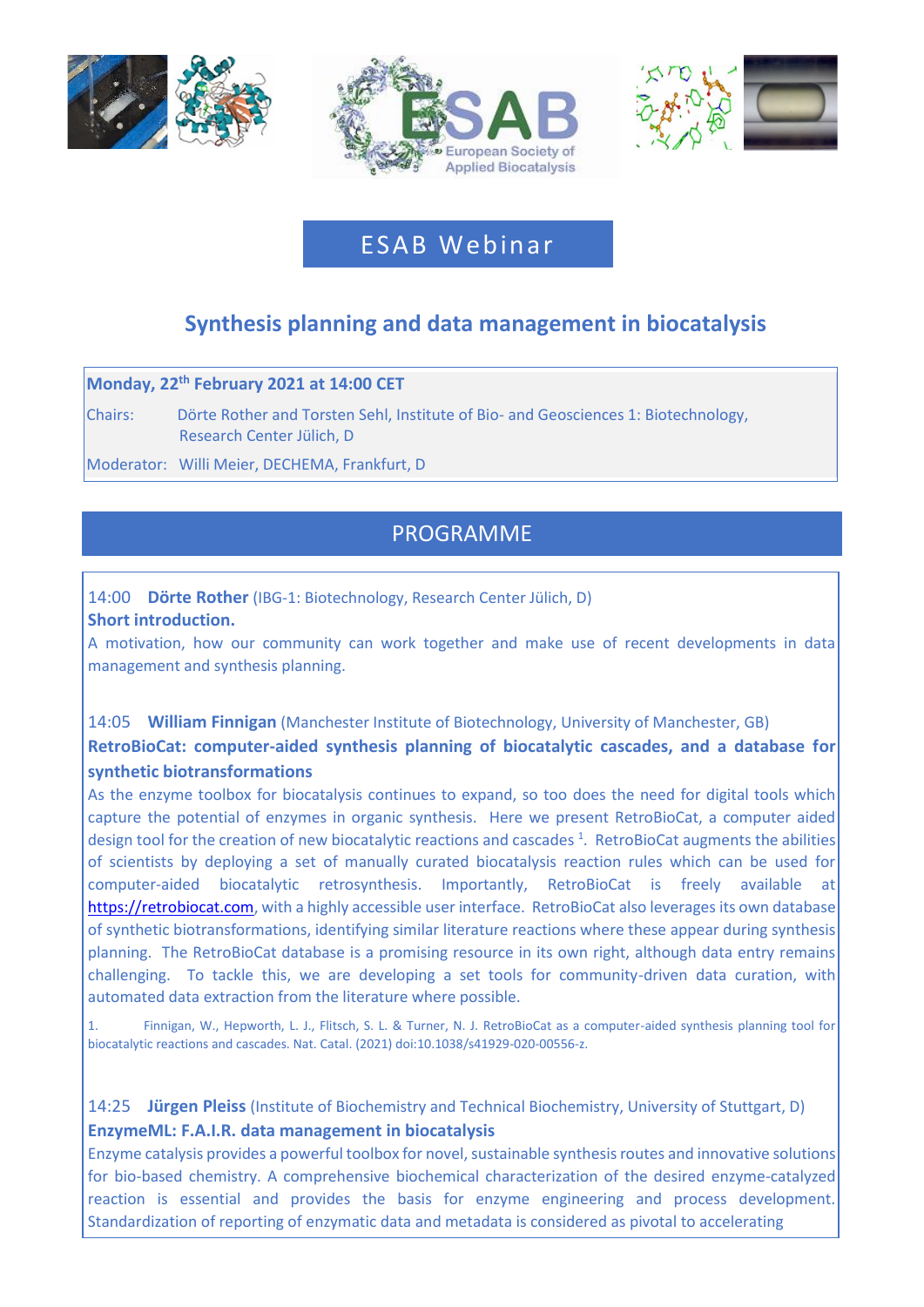European Society of Applied Biocatalysis

# ESAB Webinar

## Synthesis planning and data management in biocatalysis

**Monday, 22nd February 2021 at 14:00 CET**

Chairs: Dörte Rother and Torsten Sehl, Institute of Bio- and Geosciences 1: Biotechnology, Research Center Jülich, D

Moderator: Willi Meier, DECHEMA, Frankfurt, D

## PROGRAMME

14:00 **Dörte Rother** (IBG-1: Biotechnology, Research Center Jülich, D)
**Short introduction.**
A motivation, how our community can work together and make use of recent developments in data management and synthesis planning.

14:05 **William Finnigan** (Manchester Institute of Biotechnology, University of Manchester, GB)
**RetroBioCat: computer-aided synthesis planning of biocatalytic cascades, and a database for synthetic biotransformations**
As the enzyme toolbox for biocatalysis continues to expand, so too does the need for digital tools which capture the potential of enzymes in organic synthesis. Here we present RetroBioCat, a computer aided design tool for the creation of new biocatalytic reactions and cascades [1]. RetroBioCat augments the abilities of scientists by deploying a set of manually curated biocatalysis reaction rules which can be used for computer-aided biocatalytic retrosynthesis. Importantly, RetroBioCat is freely available at https://retrobiocat.com, with a highly accessible user interface. RetroBioCat also leverages its own database of synthetic biotransformations, identifying similar literature reactions where these appear during synthesis planning. The RetroBioCat database is a promising resource in its own right, although data entry remains challenging. To tackle this, we are developing a set tools for community-driven data curation, with automated data extraction from the literature where possible.

1. Finnigan, W., Hepworth, L. J., Flitsch, S. L. & Turner, N. J. RetroBioCat as a computer-aided synthesis planning tool for biocatalytic reactions and cascades. Nat. Catal. (2021) doi:10.1038/s41929-020-00556-z.

14:25 **Jürgen Pleiss** (Institute of Biochemistry and Technical Biochemistry, University of Stuttgart, D)
**EnzymeML: F.A.I.R. data management in biocatalysis**
Enzyme catalysis provides a powerful toolbox for novel, sustainable synthesis routes and innovative solutions for bio-based chemistry. A comprehensive biochemical characterization of the desired enzyme-catalyzed reaction is essential and provides the basis for enzyme engineering and process development. Standardization of reporting of enzymatic data and metadata is considered as pivotal to accelerating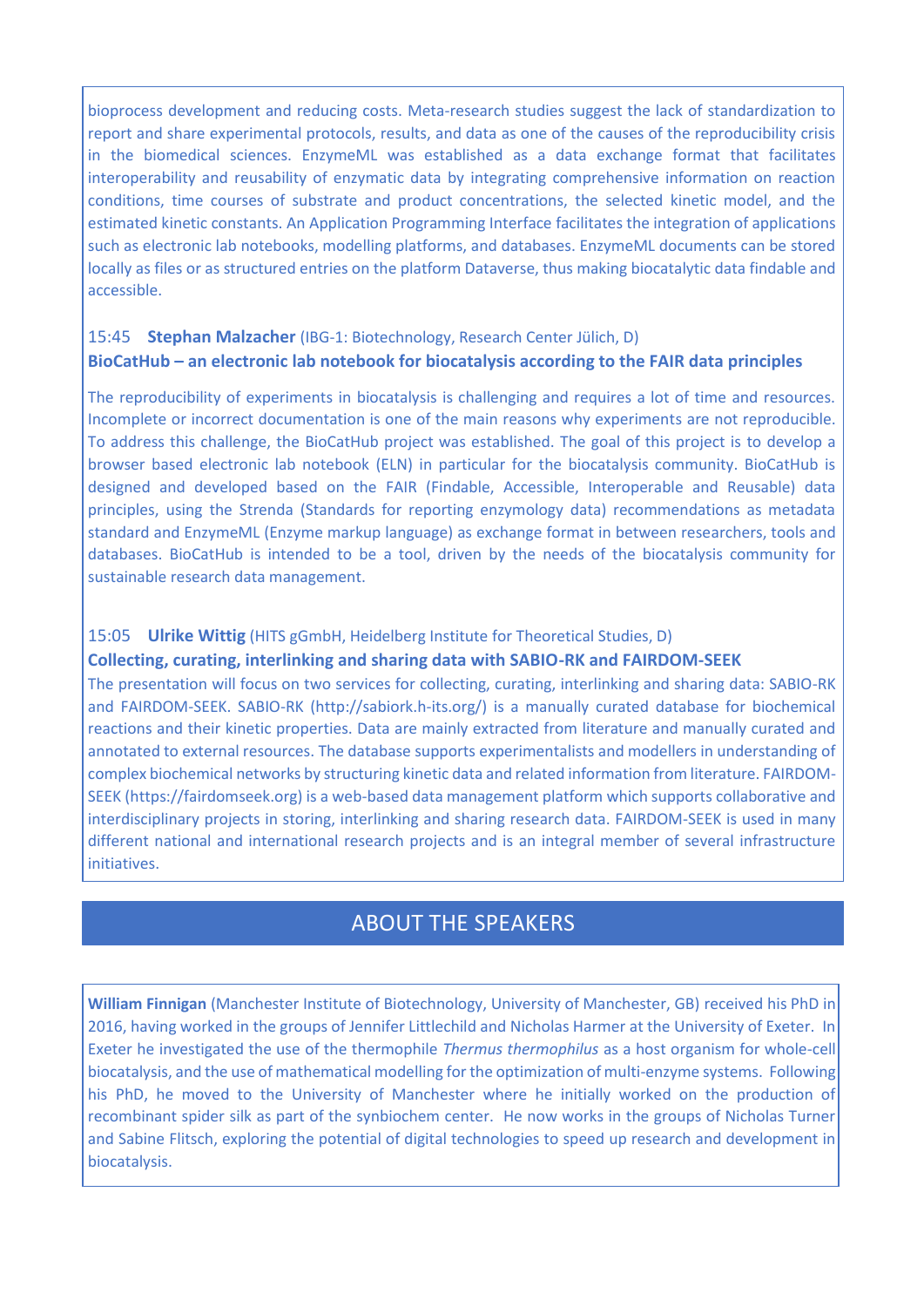bioprocess development and reducing costs. Meta-research studies suggest the lack of standardization to report and share experimental protocols, results, and data as one of the causes of the reproducibility crisis in the biomedical sciences. EnzymeML was established as a data exchange format that facilitates interoperability and reusability of enzymatic data by integrating comprehensive information on reaction conditions, time courses of substrate and product concentrations, the selected kinetic model, and the estimated kinetic constants. An Application Programming Interface facilitates the integration of applications such as electronic lab notebooks, modelling platforms, and databases. EnzymeML documents can be stored locally as files or as structured entries on the platform Dataverse, thus making biocatalytic data findable and accessible.

15:45 **Stephan Malzacher** (IBG-1: Biotechnology, Research Center Jülich, D)
**BioCatHub – an electronic lab notebook for biocatalysis according to the FAIR data principles**

The reproducibility of experiments in biocatalysis is challenging and requires a lot of time and resources. Incomplete or incorrect documentation is one of the main reasons why experiments are not reproducible. To address this challenge, the BioCatHub project was established. The goal of this project is to develop a browser based electronic lab notebook (ELN) in particular for the biocatalysis community. BioCatHub is designed and developed based on the FAIR (Findable, Accessible, Interoperable and Reusable) data principles, using the Strenda (Standards for reporting enzymology data) recommendations as metadata standard and EnzymeML (Enzyme markup language) as exchange format in between researchers, tools and databases. BioCatHub is intended to be a tool, driven by the needs of the biocatalysis community for sustainable research data management.

15:05 **Ulrike Wittig** (HITS gGmbH, Heidelberg Institute for Theoretical Studies, D)
**Collecting, curating, interlinking and sharing data with SABIO-RK and FAIRDOM-SEEK**
The presentation will focus on two services for collecting, curating, interlinking and sharing data: SABIO-RK and FAIRDOM-SEEK. SABIO-RK (http://sabiork.h-its.org/) is a manually curated database for biochemical reactions and their kinetic properties. Data are mainly extracted from literature and manually curated and annotated to external resources. The database supports experimentalists and modellers in understanding of complex biochemical networks by structuring kinetic data and related information from literature. FAIRDOM-SEEK (https://fairdomseek.org) is a web-based data management platform which supports collaborative and interdisciplinary projects in storing, interlinking and sharing research data. FAIRDOM-SEEK is used in many different national and international research projects and is an integral member of several infrastructure initiatives.

## ABOUT THE SPEAKERS

**William Finnigan** (Manchester Institute of Biotechnology, University of Manchester, GB) received his PhD in 2016, having worked in the groups of Jennifer Littlechild and Nicholas Harmer at the University of Exeter. In Exeter he investigated the use of the thermophile *Thermus thermophilus* as a host organism for whole-cell biocatalysis, and the use of mathematical modelling for the optimization of multi-enzyme systems. Following his PhD, he moved to the University of Manchester where he initially worked on the production of recombinant spider silk as part of the synbiochem center. He now works in the groups of Nicholas Turner and Sabine Flitsch, exploring the potential of digital technologies to speed up research and development in biocatalysis.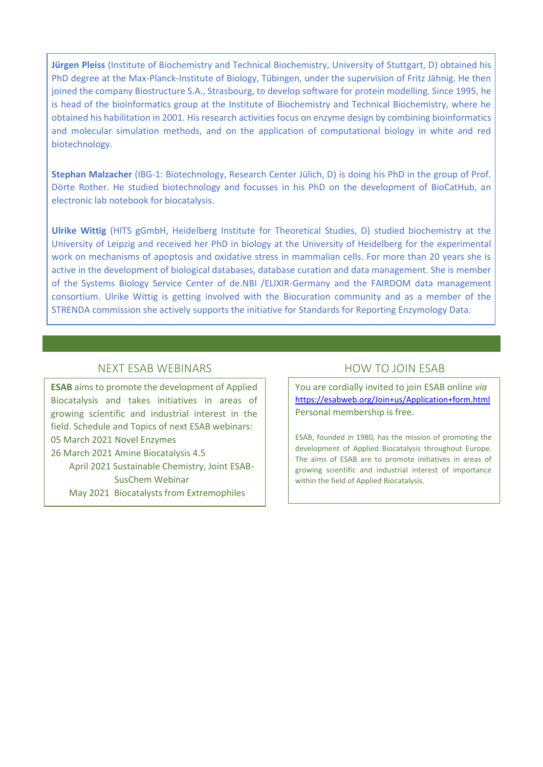**Jürgen Pleiss** (Institute of Biochemistry and Technical Biochemistry, University of Stuttgart, D) obtained his PhD degree at the Max-Planck-Institute of Biology, Tübingen, under the supervision of Fritz Jähnig. He then joined the company Biostructure S.A., Strasbourg, to develop software for protein modelling. Since 1995, he is head of the bioinformatics group at the Institute of Biochemistry and Technical Biochemistry, where he obtained his habilitation in 2001. His research activities focus on enzyme design by combining bioinformatics and molecular simulation methods, and on the application of computational biology in white and red biotechnology.

**Stephan Malzacher** (IBG-1: Biotechnology, Research Center Jülich, D) is doing his PhD in the group of Prof. Dörte Rother. He studied biotechnology and focusses in his PhD on the development of BioCatHub, an electronic lab notebook for biocatalysis.

**Ulrike Wittig** (HITS gGmbH, Heidelberg Institute for Theoretical Studies, D) studied biochemistry at the University of Leipzig and received her PhD in biology at the University of Heidelberg for the experimental work on mechanisms of apoptosis and oxidative stress in mammalian cells. For more than 20 years she is active in the development of biological databases, database curation and data management. She is member of the Systems Biology Service Center of de.NBI /ELIXIR-Germany and the FAIRDOM data management consortium. Ulrike Wittig is getting involved with the Biocuration community and as a member of the STRENDA commission she actively supports the initiative for Standards for Reporting Enzymology Data.

## NEXT ESAB WEBINARS

**ESAB** aims to promote the development of Applied Biocatalysis and takes initiatives in areas of growing scientific and industrial interest in the field. Schedule and Topics of next ESAB webinars:

05 March 2021 Novel Enzymes

26 March 2021 Amine Biocatalysis 4.5

April 2021 Sustainable Chemistry, Joint ESAB-SusChem Webinar

May 2021 Biocatalysts from Extremophiles

## HOW TO JOIN ESAB

You are cordially invited to join ESAB online *via* https://esabweb.org/Join+us/Application+form.html Personal membership is free.

ESAB, founded in 1980, has the mission of promoting the development of Applied Biocatalysis throughout Europe. The aims of ESAB are to promote initiatives in areas of growing scientific and industrial interest of importance within the field of Applied Biocatalysis.